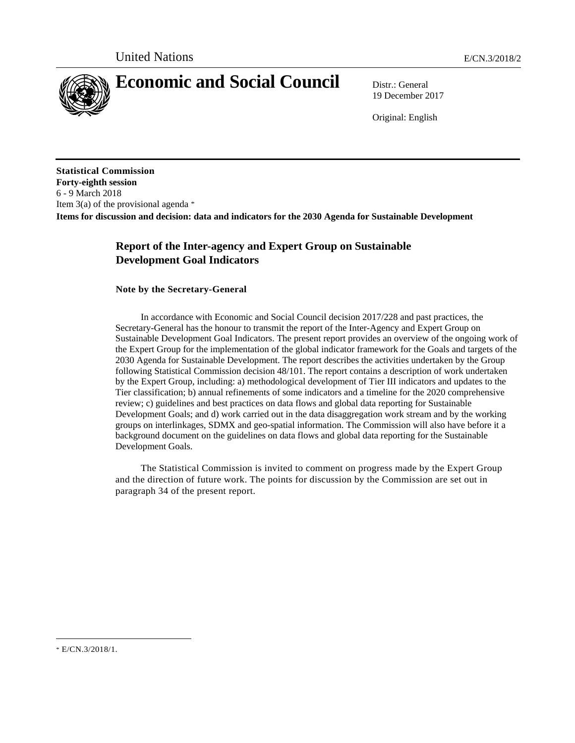United Nations E/CN.3/2018/2

# Economic and Social Council

Distr.: General
19 December 2017

Original: English

**Statistical Commission**
**Forty-eighth session**
6 - 9 March 2018
Item 3(a) of the provisional agenda *
**Items for discussion and decision: data and indicators for the 2030 Agenda for Sustainable Development**

## Report of the Inter-agency and Expert Group on Sustainable Development Goal Indicators

### Note by the Secretary-General

In accordance with Economic and Social Council decision 2017/228 and past practices, the Secretary-General has the honour to transmit the report of the Inter-Agency and Expert Group on Sustainable Development Goal Indicators. The present report provides an overview of the ongoing work of the Expert Group for the implementation of the global indicator framework for the Goals and targets of the 2030 Agenda for Sustainable Development. The report describes the activities undertaken by the Group following Statistical Commission decision 48/101. The report contains a description of work undertaken by the Expert Group, including: a) methodological development of Tier III indicators and updates to the Tier classification; b) annual refinements of some indicators and a timeline for the 2020 comprehensive review; c) guidelines and best practices on data flows and global data reporting for Sustainable Development Goals; and d) work carried out in the data disaggregation work stream and by the working groups on interlinkages, SDMX and geo-spatial information. The Commission will also have before it a background document on the guidelines on data flows and global data reporting for the Sustainable Development Goals.

The Statistical Commission is invited to comment on progress made by the Expert Group and the direction of future work. The points for discussion by the Commission are set out in paragraph 34 of the present report.

---

* E/CN.3/2018/1.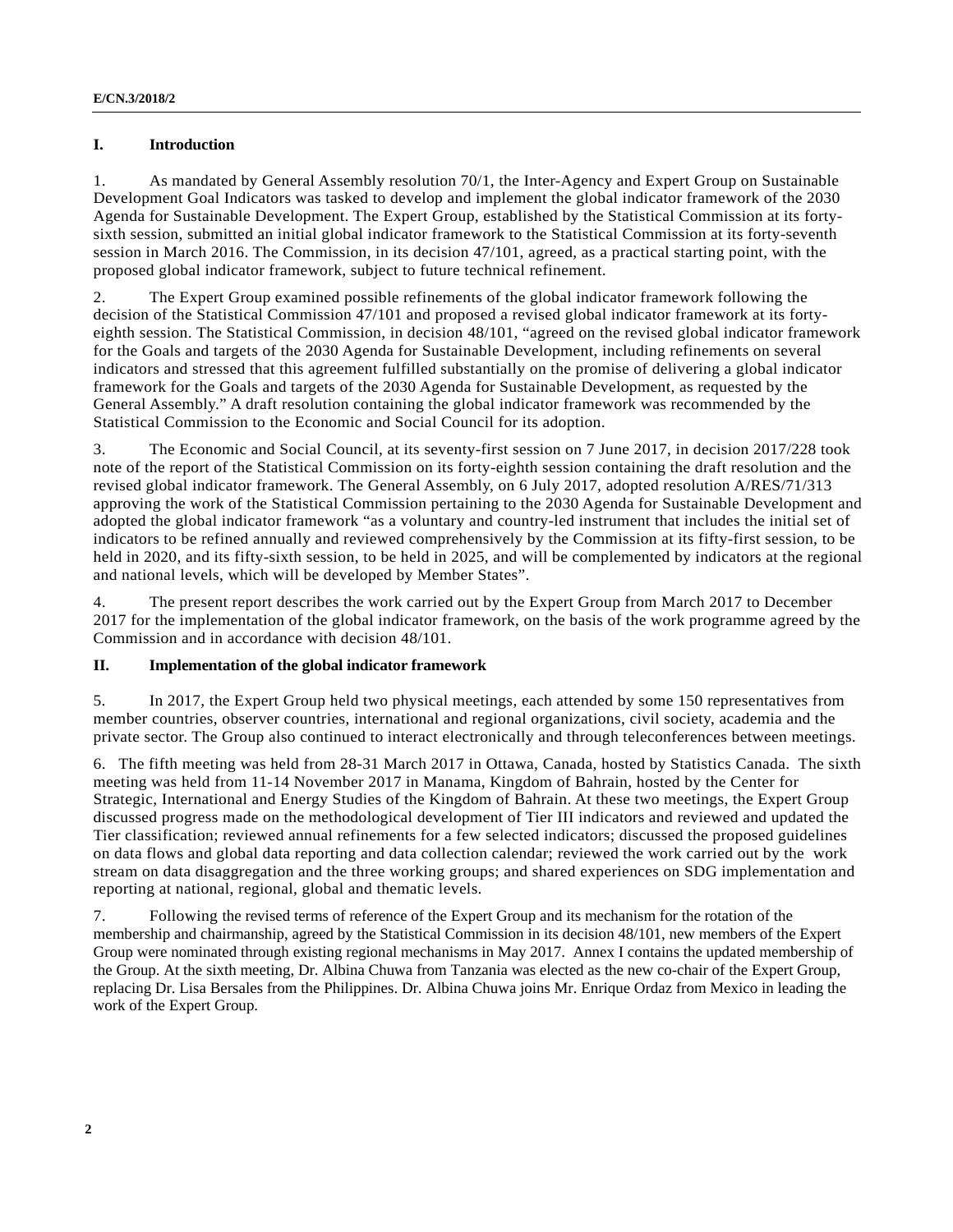## I. Introduction

1. As mandated by General Assembly resolution 70/1, the Inter-Agency and Expert Group on Sustainable Development Goal Indicators was tasked to develop and implement the global indicator framework of the 2030 Agenda for Sustainable Development. The Expert Group, established by the Statistical Commission at its forty-sixth session, submitted an initial global indicator framework to the Statistical Commission at its forty-seventh session in March 2016. The Commission, in its decision 47/101, agreed, as a practical starting point, with the proposed global indicator framework, subject to future technical refinement.

2. The Expert Group examined possible refinements of the global indicator framework following the decision of the Statistical Commission 47/101 and proposed a revised global indicator framework at its forty-eighth session. The Statistical Commission, in decision 48/101, "agreed on the revised global indicator framework for the Goals and targets of the 2030 Agenda for Sustainable Development, including refinements on several indicators and stressed that this agreement fulfilled substantially on the promise of delivering a global indicator framework for the Goals and targets of the 2030 Agenda for Sustainable Development, as requested by the General Assembly." A draft resolution containing the global indicator framework was recommended by the Statistical Commission to the Economic and Social Council for its adoption.

3. The Economic and Social Council, at its seventy-first session on 7 June 2017, in decision 2017/228 took note of the report of the Statistical Commission on its forty-eighth session containing the draft resolution and the revised global indicator framework. The General Assembly, on 6 July 2017, adopted resolution A/RES/71/313 approving the work of the Statistical Commission pertaining to the 2030 Agenda for Sustainable Development and adopted the global indicator framework "as a voluntary and country-led instrument that includes the initial set of indicators to be refined annually and reviewed comprehensively by the Commission at its fifty-first session, to be held in 2020, and its fifty-sixth session, to be held in 2025, and will be complemented by indicators at the regional and national levels, which will be developed by Member States".

4. The present report describes the work carried out by the Expert Group from March 2017 to December 2017 for the implementation of the global indicator framework, on the basis of the work programme agreed by the Commission and in accordance with decision 48/101.

## II. Implementation of the global indicator framework

5. In 2017, the Expert Group held two physical meetings, each attended by some 150 representatives from member countries, observer countries, international and regional organizations, civil society, academia and the private sector. The Group also continued to interact electronically and through teleconferences between meetings.

6. The fifth meeting was held from 28-31 March 2017 in Ottawa, Canada, hosted by Statistics Canada. The sixth meeting was held from 11-14 November 2017 in Manama, Kingdom of Bahrain, hosted by the Center for Strategic, International and Energy Studies of the Kingdom of Bahrain. At these two meetings, the Expert Group discussed progress made on the methodological development of Tier III indicators and reviewed and updated the Tier classification; reviewed annual refinements for a few selected indicators; discussed the proposed guidelines on data flows and global data reporting and data collection calendar; reviewed the work carried out by the work stream on data disaggregation and the three working groups; and shared experiences on SDG implementation and reporting at national, regional, global and thematic levels.

7. Following the revised terms of reference of the Expert Group and its mechanism for the rotation of the membership and chairmanship, agreed by the Statistical Commission in its decision 48/101, new members of the Expert Group were nominated through existing regional mechanisms in May 2017. Annex I contains the updated membership of the Group. At the sixth meeting, Dr. Albina Chuwa from Tanzania was elected as the new co-chair of the Expert Group, replacing Dr. Lisa Bersales from the Philippines. Dr. Albina Chuwa joins Mr. Enrique Ordaz from Mexico in leading the work of the Expert Group.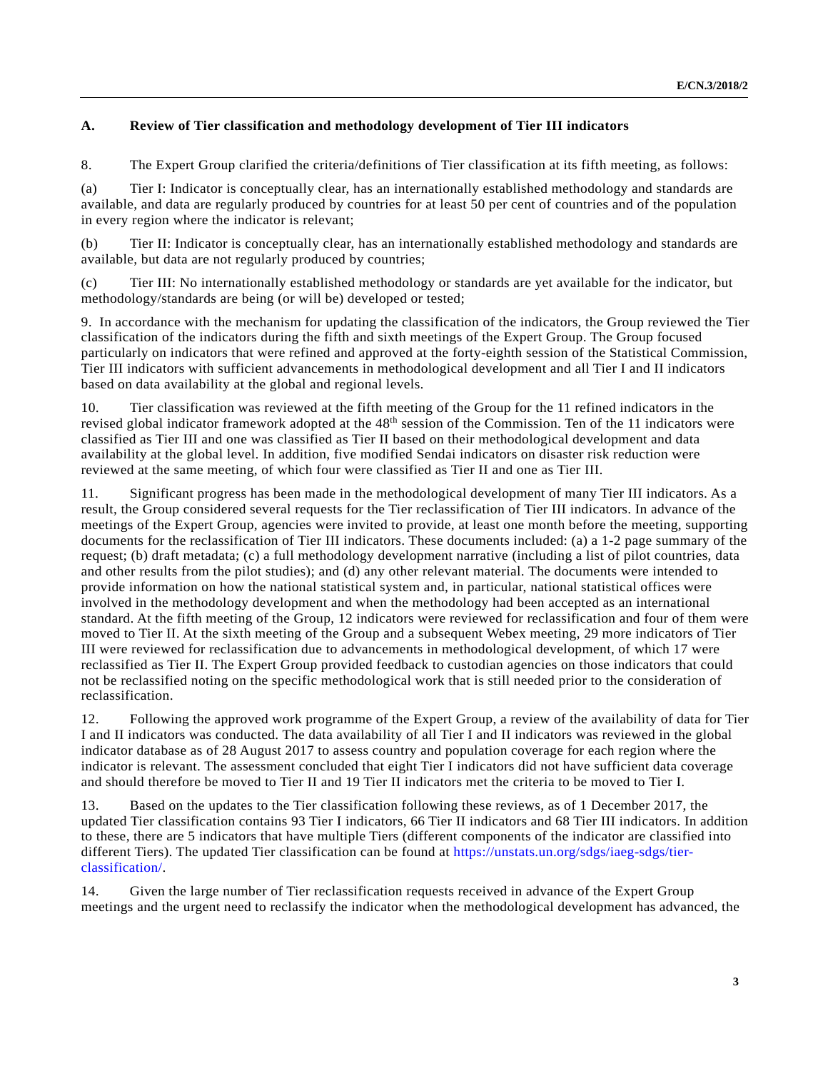### A. Review of Tier classification and methodology development of Tier III indicators

8. The Expert Group clarified the criteria/definitions of Tier classification at its fifth meeting, as follows:

(a) Tier I: Indicator is conceptually clear, has an internationally established methodology and standards are available, and data are regularly produced by countries for at least 50 per cent of countries and of the population in every region where the indicator is relevant;

(b) Tier II: Indicator is conceptually clear, has an internationally established methodology and standards are available, but data are not regularly produced by countries;

(c) Tier III: No internationally established methodology or standards are yet available for the indicator, but methodology/standards are being (or will be) developed or tested;

9. In accordance with the mechanism for updating the classification of the indicators, the Group reviewed the Tier classification of the indicators during the fifth and sixth meetings of the Expert Group. The Group focused particularly on indicators that were refined and approved at the forty-eighth session of the Statistical Commission, Tier III indicators with sufficient advancements in methodological development and all Tier I and II indicators based on data availability at the global and regional levels.

10. Tier classification was reviewed at the fifth meeting of the Group for the 11 refined indicators in the revised global indicator framework adopted at the 48th session of the Commission. Ten of the 11 indicators were classified as Tier III and one was classified as Tier II based on their methodological development and data availability at the global level. In addition, five modified Sendai indicators on disaster risk reduction were reviewed at the same meeting, of which four were classified as Tier II and one as Tier III.

11. Significant progress has been made in the methodological development of many Tier III indicators. As a result, the Group considered several requests for the Tier reclassification of Tier III indicators. In advance of the meetings of the Expert Group, agencies were invited to provide, at least one month before the meeting, supporting documents for the reclassification of Tier III indicators. These documents included: (a) a 1-2 page summary of the request; (b) draft metadata; (c) a full methodology development narrative (including a list of pilot countries, data and other results from the pilot studies); and (d) any other relevant material. The documents were intended to provide information on how the national statistical system and, in particular, national statistical offices were involved in the methodology development and when the methodology had been accepted as an international standard. At the fifth meeting of the Group, 12 indicators were reviewed for reclassification and four of them were moved to Tier II. At the sixth meeting of the Group and a subsequent Webex meeting, 29 more indicators of Tier III were reviewed for reclassification due to advancements in methodological development, of which 17 were reclassified as Tier II. The Expert Group provided feedback to custodian agencies on those indicators that could not be reclassified noting on the specific methodological work that is still needed prior to the consideration of reclassification.

12. Following the approved work programme of the Expert Group, a review of the availability of data for Tier I and II indicators was conducted. The data availability of all Tier I and II indicators was reviewed in the global indicator database as of 28 August 2017 to assess country and population coverage for each region where the indicator is relevant. The assessment concluded that eight Tier I indicators did not have sufficient data coverage and should therefore be moved to Tier II and 19 Tier II indicators met the criteria to be moved to Tier I.

13. Based on the updates to the Tier classification following these reviews, as of 1 December 2017, the updated Tier classification contains 93 Tier I indicators, 66 Tier II indicators and 68 Tier III indicators. In addition to these, there are 5 indicators that have multiple Tiers (different components of the indicator are classified into different Tiers). The updated Tier classification can be found at https://unstats.un.org/sdgs/iaeg-sdgs/tier-classification/.

14. Given the large number of Tier reclassification requests received in advance of the Expert Group meetings and the urgent need to reclassify the indicator when the methodological development has advanced, the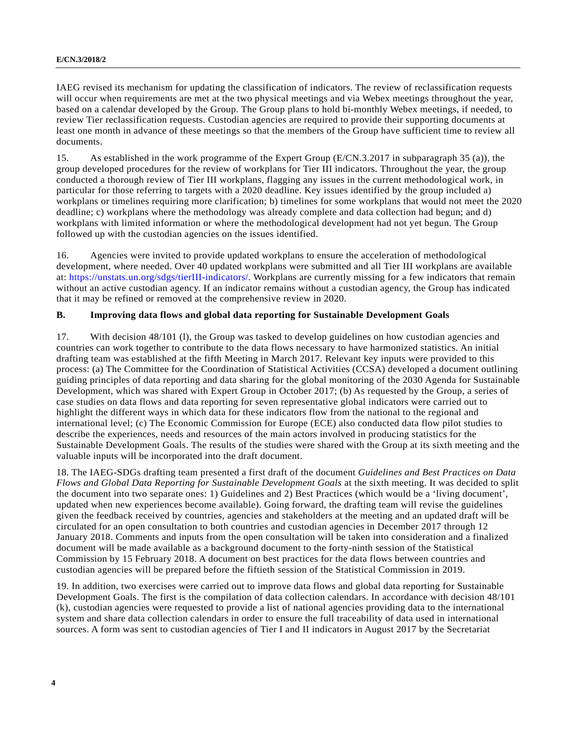IAEG revised its mechanism for updating the classification of indicators. The review of reclassification requests will occur when requirements are met at the two physical meetings and via Webex meetings throughout the year, based on a calendar developed by the Group. The Group plans to hold bi-monthly Webex meetings, if needed, to review Tier reclassification requests. Custodian agencies are required to provide their supporting documents at least one month in advance of these meetings so that the members of the Group have sufficient time to review all documents.

15. As established in the work programme of the Expert Group (E/CN.3.2017 in subparagraph 35 (a)), the group developed procedures for the review of workplans for Tier III indicators. Throughout the year, the group conducted a thorough review of Tier III workplans, flagging any issues in the current methodological work, in particular for those referring to targets with a 2020 deadline. Key issues identified by the group included a) workplans or timelines requiring more clarification; b) timelines for some workplans that would not meet the 2020 deadline; c) workplans where the methodology was already complete and data collection had begun; and d) workplans with limited information or where the methodological development had not yet begun. The Group followed up with the custodian agencies on the issues identified.

16. Agencies were invited to provide updated workplans to ensure the acceleration of methodological development, where needed. Over 40 updated workplans were submitted and all Tier III workplans are available at: https://unstats.un.org/sdgs/tierIII-indicators/. Workplans are currently missing for a few indicators that remain without an active custodian agency. If an indicator remains without a custodian agency, the Group has indicated that it may be refined or removed at the comprehensive review in 2020.

### B. Improving data flows and global data reporting for Sustainable Development Goals

17. With decision 48/101 (l), the Group was tasked to develop guidelines on how custodian agencies and countries can work together to contribute to the data flows necessary to have harmonized statistics. An initial drafting team was established at the fifth Meeting in March 2017. Relevant key inputs were provided to this process: (a) The Committee for the Coordination of Statistical Activities (CCSA) developed a document outlining guiding principles of data reporting and data sharing for the global monitoring of the 2030 Agenda for Sustainable Development, which was shared with Expert Group in October 2017; (b) As requested by the Group, a series of case studies on data flows and data reporting for seven representative global indicators were carried out to highlight the different ways in which data for these indicators flow from the national to the regional and international level; (c) The Economic Commission for Europe (ECE) also conducted data flow pilot studies to describe the experiences, needs and resources of the main actors involved in producing statistics for the Sustainable Development Goals. The results of the studies were shared with the Group at its sixth meeting and the valuable inputs will be incorporated into the draft document.

18. The IAEG-SDGs drafting team presented a first draft of the document *Guidelines and Best Practices on Data Flows and Global Data Reporting for Sustainable Development Goals* at the sixth meeting. It was decided to split the document into two separate ones: 1) Guidelines and 2) Best Practices (which would be a 'living document', updated when new experiences become available). Going forward, the drafting team will revise the guidelines given the feedback received by countries, agencies and stakeholders at the meeting and an updated draft will be circulated for an open consultation to both countries and custodian agencies in December 2017 through 12 January 2018. Comments and inputs from the open consultation will be taken into consideration and a finalized document will be made available as a background document to the forty-ninth session of the Statistical Commission by 15 February 2018. A document on best practices for the data flows between countries and custodian agencies will be prepared before the fiftieth session of the Statistical Commission in 2019.

19. In addition, two exercises were carried out to improve data flows and global data reporting for Sustainable Development Goals. The first is the compilation of data collection calendars. In accordance with decision 48/101 (k), custodian agencies were requested to provide a list of national agencies providing data to the international system and share data collection calendars in order to ensure the full traceability of data used in international sources. A form was sent to custodian agencies of Tier I and II indicators in August 2017 by the Secretariat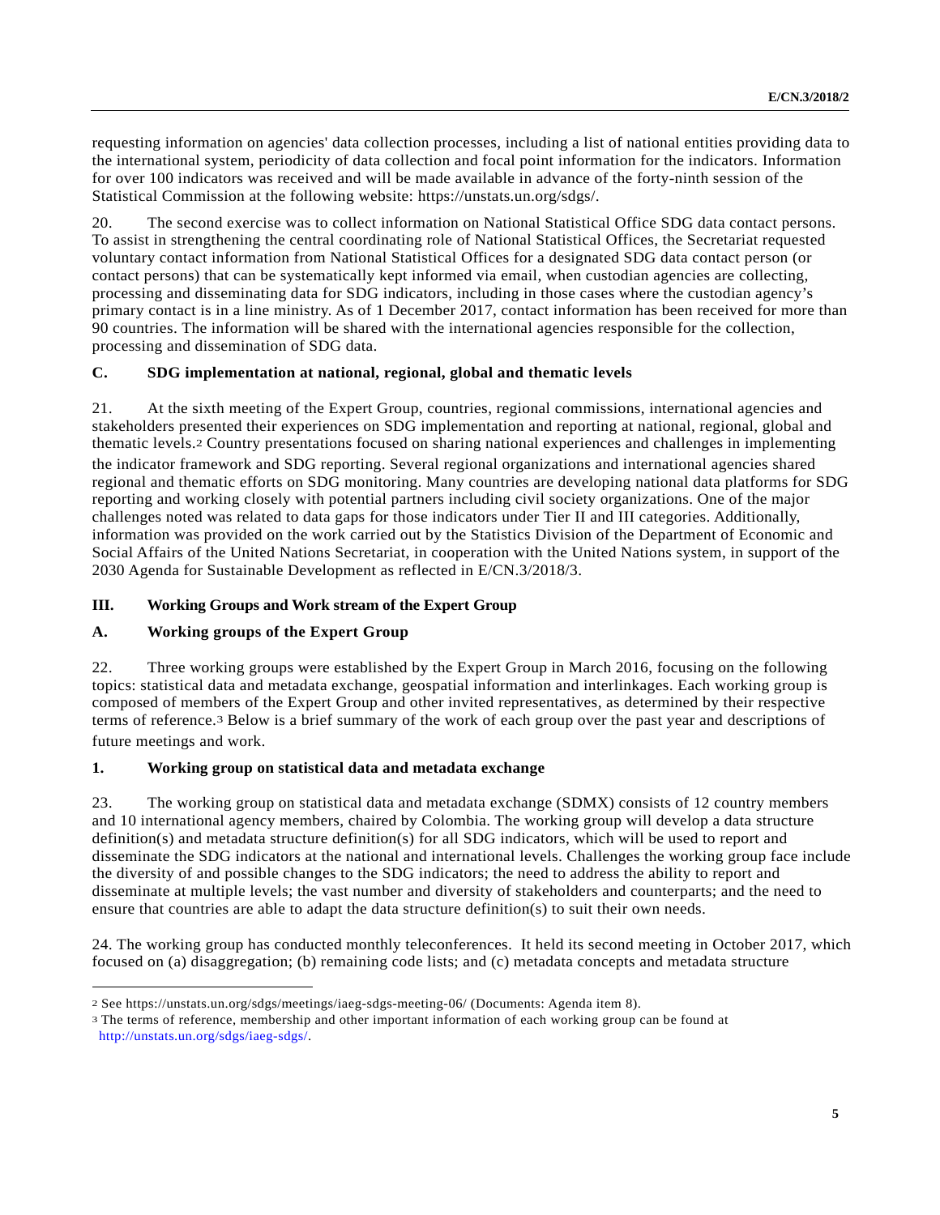requesting information on agencies' data collection processes, including a list of national entities providing data to the international system, periodicity of data collection and focal point information for the indicators. Information for over 100 indicators was received and will be made available in advance of the forty-ninth session of the Statistical Commission at the following website: https://unstats.un.org/sdgs/.

20. The second exercise was to collect information on National Statistical Office SDG data contact persons. To assist in strengthening the central coordinating role of National Statistical Offices, the Secretariat requested voluntary contact information from National Statistical Offices for a designated SDG data contact person (or contact persons) that can be systematically kept informed via email, when custodian agencies are collecting, processing and disseminating data for SDG indicators, including in those cases where the custodian agency's primary contact is in a line ministry. As of 1 December 2017, contact information has been received for more than 90 countries. The information will be shared with the international agencies responsible for the collection, processing and dissemination of SDG data.

### C. SDG implementation at national, regional, global and thematic levels

21. At the sixth meeting of the Expert Group, countries, regional commissions, international agencies and stakeholders presented their experiences on SDG implementation and reporting at national, regional, global and thematic levels.[2] Country presentations focused on sharing national experiences and challenges in implementing the indicator framework and SDG reporting. Several regional organizations and international agencies shared regional and thematic efforts on SDG monitoring. Many countries are developing national data platforms for SDG reporting and working closely with potential partners including civil society organizations. One of the major challenges noted was related to data gaps for those indicators under Tier II and III categories. Additionally, information was provided on the work carried out by the Statistics Division of the Department of Economic and Social Affairs of the United Nations Secretariat, in cooperation with the United Nations system, in support of the 2030 Agenda for Sustainable Development as reflected in E/CN.3/2018/3.

## III. Working Groups and Work stream of the Expert Group

### A. Working groups of the Expert Group

22. Three working groups were established by the Expert Group in March 2016, focusing on the following topics: statistical data and metadata exchange, geospatial information and interlinkages. Each working group is composed of members of the Expert Group and other invited representatives, as determined by their respective terms of reference.[3] Below is a brief summary of the work of each group over the past year and descriptions of future meetings and work.

#### 1. Working group on statistical data and metadata exchange

23. The working group on statistical data and metadata exchange (SDMX) consists of 12 country members and 10 international agency members, chaired by Colombia. The working group will develop a data structure definition(s) and metadata structure definition(s) for all SDG indicators, which will be used to report and disseminate the SDG indicators at the national and international levels. Challenges the working group face include the diversity of and possible changes to the SDG indicators; the need to address the ability to report and disseminate at multiple levels; the vast number and diversity of stakeholders and counterparts; and the need to ensure that countries are able to adapt the data structure definition(s) to suit their own needs.

24. The working group has conducted monthly teleconferences. It held its second meeting in October 2017, which focused on (a) disaggregation; (b) remaining code lists; and (c) metadata concepts and metadata structure

---

[2] See https://unstats.un.org/sdgs/meetings/iaeg-sdgs-meeting-06/ (Documents: Agenda item 8).

[3] The terms of reference, membership and other important information of each working group can be found at http://unstats.un.org/sdgs/iaeg-sdgs/.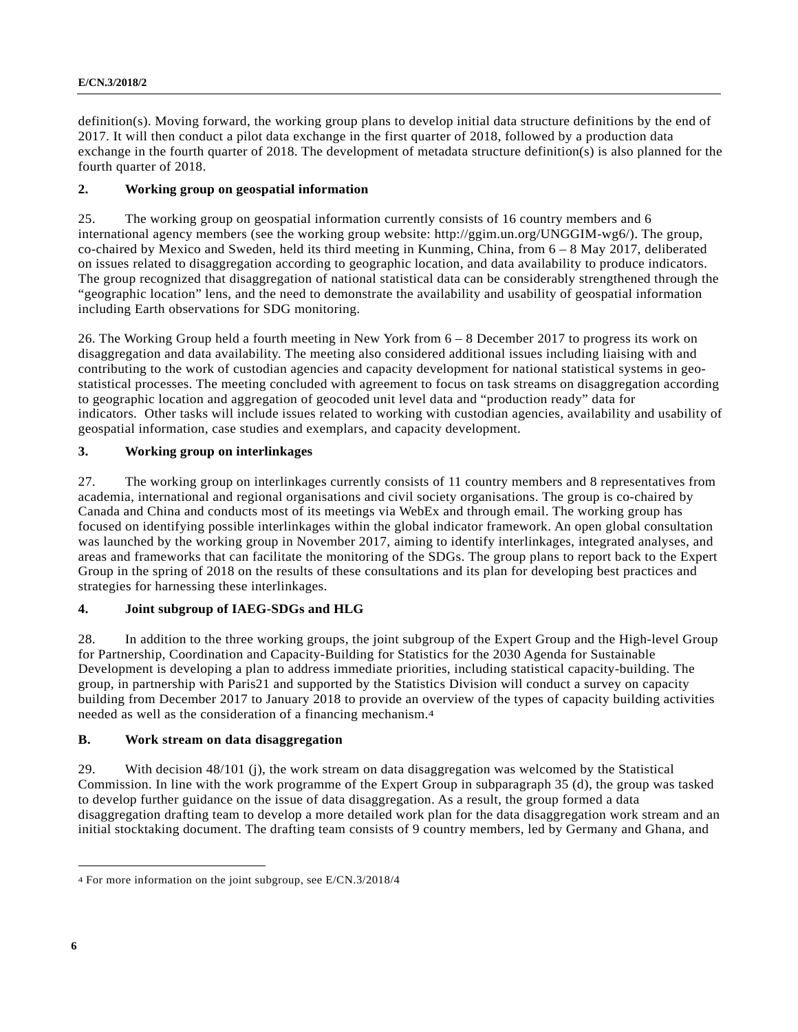definition(s). Moving forward, the working group plans to develop initial data structure definitions by the end of 2017. It will then conduct a pilot data exchange in the first quarter of 2018, followed by a production data exchange in the fourth quarter of 2018. The development of metadata structure definition(s) is also planned for the fourth quarter of 2018.

### 2. Working group on geospatial information

25. The working group on geospatial information currently consists of 16 country members and 6 international agency members (see the working group website: http://ggim.un.org/UNGGIM-wg6/). The group, co-chaired by Mexico and Sweden, held its third meeting in Kunming, China, from 6 – 8 May 2017, deliberated on issues related to disaggregation according to geographic location, and data availability to produce indicators. The group recognized that disaggregation of national statistical data can be considerably strengthened through the "geographic location" lens, and the need to demonstrate the availability and usability of geospatial information including Earth observations for SDG monitoring.

26. The Working Group held a fourth meeting in New York from 6 – 8 December 2017 to progress its work on disaggregation and data availability. The meeting also considered additional issues including liaising with and contributing to the work of custodian agencies and capacity development for national statistical systems in geo-statistical processes. The meeting concluded with agreement to focus on task streams on disaggregation according to geographic location and aggregation of geocoded unit level data and "production ready" data for indicators. Other tasks will include issues related to working with custodian agencies, availability and usability of geospatial information, case studies and exemplars, and capacity development.

### 3. Working group on interlinkages

27. The working group on interlinkages currently consists of 11 country members and 8 representatives from academia, international and regional organisations and civil society organisations. The group is co-chaired by Canada and China and conducts most of its meetings via WebEx and through email. The working group has focused on identifying possible interlinkages within the global indicator framework. An open global consultation was launched by the working group in November 2017, aiming to identify interlinkages, integrated analyses, and areas and frameworks that can facilitate the monitoring of the SDGs. The group plans to report back to the Expert Group in the spring of 2018 on the results of these consultations and its plan for developing best practices and strategies for harnessing these interlinkages.

### 4. Joint subgroup of IAEG-SDGs and HLG

28. In addition to the three working groups, the joint subgroup of the Expert Group and the High-level Group for Partnership, Coordination and Capacity-Building for Statistics for the 2030 Agenda for Sustainable Development is developing a plan to address immediate priorities, including statistical capacity-building. The group, in partnership with Paris21 and supported by the Statistics Division will conduct a survey on capacity building from December 2017 to January 2018 to provide an overview of the types of capacity building activities needed as well as the consideration of a financing mechanism.[4]

## B. Work stream on data disaggregation

29. With decision 48/101 (j), the work stream on data disaggregation was welcomed by the Statistical Commission. In line with the work programme of the Expert Group in subparagraph 35 (d), the group was tasked to develop further guidance on the issue of data disaggregation. As a result, the group formed a data disaggregation drafting team to develop a more detailed work plan for the data disaggregation work stream and an initial stocktaking document. The drafting team consists of 9 country members, led by Germany and Ghana, and

[4] For more information on the joint subgroup, see E/CN.3/2018/4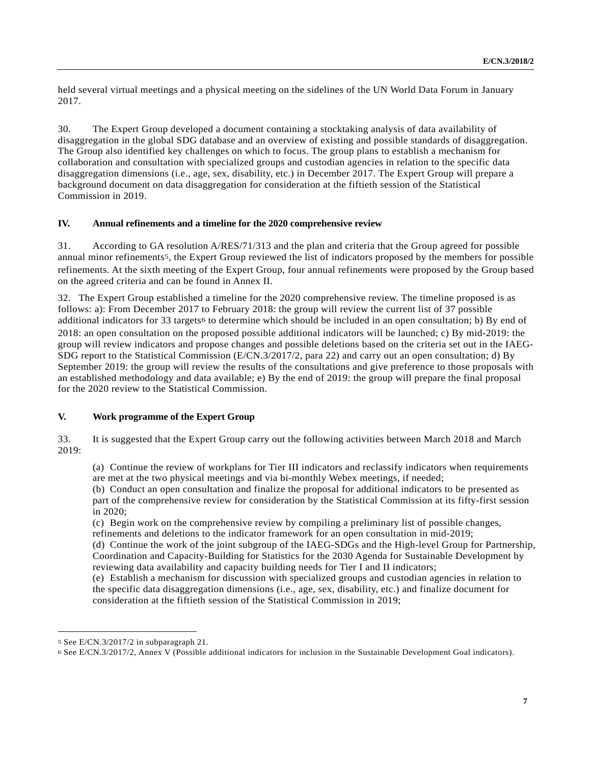held several virtual meetings and a physical meeting on the sidelines of the UN World Data Forum in January 2017.

30. The Expert Group developed a document containing a stocktaking analysis of data availability of disaggregation in the global SDG database and an overview of existing and possible standards of disaggregation. The Group also identified key challenges on which to focus. The group plans to establish a mechanism for collaboration and consultation with specialized groups and custodian agencies in relation to the specific data disaggregation dimensions (i.e., age, sex, disability, etc.) in December 2017. The Expert Group will prepare a background document on data disaggregation for consideration at the fiftieth session of the Statistical Commission in 2019.

## IV. Annual refinements and a timeline for the 2020 comprehensive review

31. According to GA resolution A/RES/71/313 and the plan and criteria that the Group agreed for possible annual minor refinements[5], the Expert Group reviewed the list of indicators proposed by the members for possible refinements. At the sixth meeting of the Expert Group, four annual refinements were proposed by the Group based on the agreed criteria and can be found in Annex II.

32. The Expert Group established a timeline for the 2020 comprehensive review. The timeline proposed is as follows: a): From December 2017 to February 2018: the group will review the current list of 37 possible additional indicators for 33 targets[6] to determine which should be included in an open consultation; b) By end of 2018: an open consultation on the proposed possible additional indicators will be launched; c) By mid-2019: the group will review indicators and propose changes and possible deletions based on the criteria set out in the IAEG-SDG report to the Statistical Commission (E/CN.3/2017/2, para 22) and carry out an open consultation; d) By September 2019: the group will review the results of the consultations and give preference to those proposals with an established methodology and data available; e) By the end of 2019: the group will prepare the final proposal for the 2020 review to the Statistical Commission.

## V. Work programme of the Expert Group

33. It is suggested that the Expert Group carry out the following activities between March 2018 and March 2019:

(a) Continue the review of workplans for Tier III indicators and reclassify indicators when requirements are met at the two physical meetings and via bi-monthly Webex meetings, if needed;
(b) Conduct an open consultation and finalize the proposal for additional indicators to be presented as part of the comprehensive review for consideration by the Statistical Commission at its fifty-first session in 2020;
(c) Begin work on the comprehensive review by compiling a preliminary list of possible changes, refinements and deletions to the indicator framework for an open consultation in mid-2019;
(d) Continue the work of the joint subgroup of the IAEG-SDGs and the High-level Group for Partnership, Coordination and Capacity-Building for Statistics for the 2030 Agenda for Sustainable Development by reviewing data availability and capacity building needs for Tier I and II indicators;
(e) Establish a mechanism for discussion with specialized groups and custodian agencies in relation to the specific data disaggregation dimensions (i.e., age, sex, disability, etc.) and finalize document for consideration at the fiftieth session of the Statistical Commission in 2019;

---

[5] See E/CN.3/2017/2 in subparagraph 21.

[6] See E/CN.3/2017/2, Annex V (Possible additional indicators for inclusion in the Sustainable Development Goal indicators).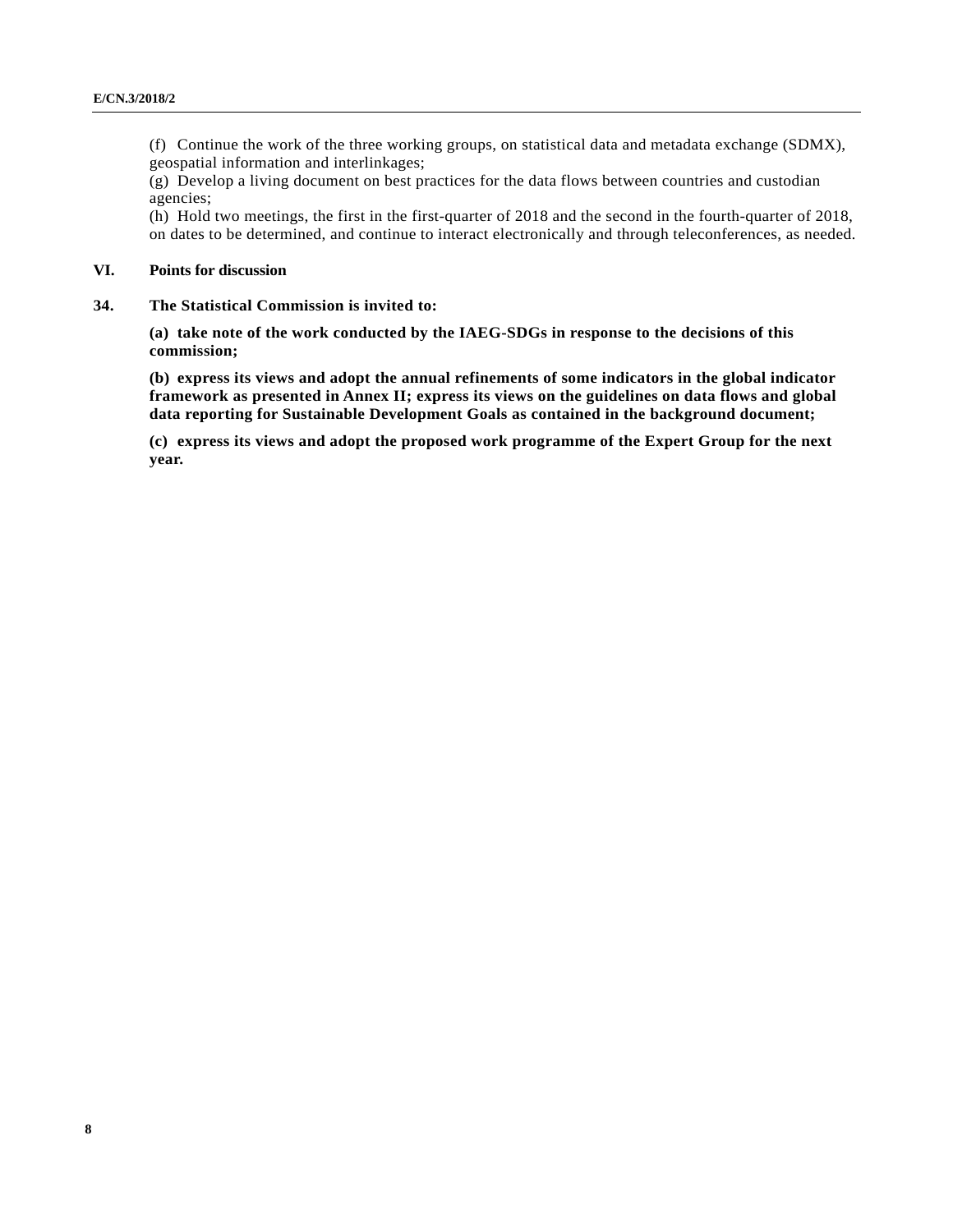(f) Continue the work of the three working groups, on statistical data and metadata exchange (SDMX), geospatial information and interlinkages;
(g) Develop a living document on best practices for the data flows between countries and custodian agencies;
(h) Hold two meetings, the first in the first-quarter of 2018 and the second in the fourth-quarter of 2018, on dates to be determined, and continue to interact electronically and through teleconferences, as needed.

## VI. Points for discussion

**34. The Statistical Commission is invited to:**

**(a) take note of the work conducted by the IAEG-SDGs in response to the decisions of this commission;**

**(b) express its views and adopt the annual refinements of some indicators in the global indicator framework as presented in Annex II; express its views on the guidelines on data flows and global data reporting for Sustainable Development Goals as contained in the background document;**

**(c) express its views and adopt the proposed work programme of the Expert Group for the next year.**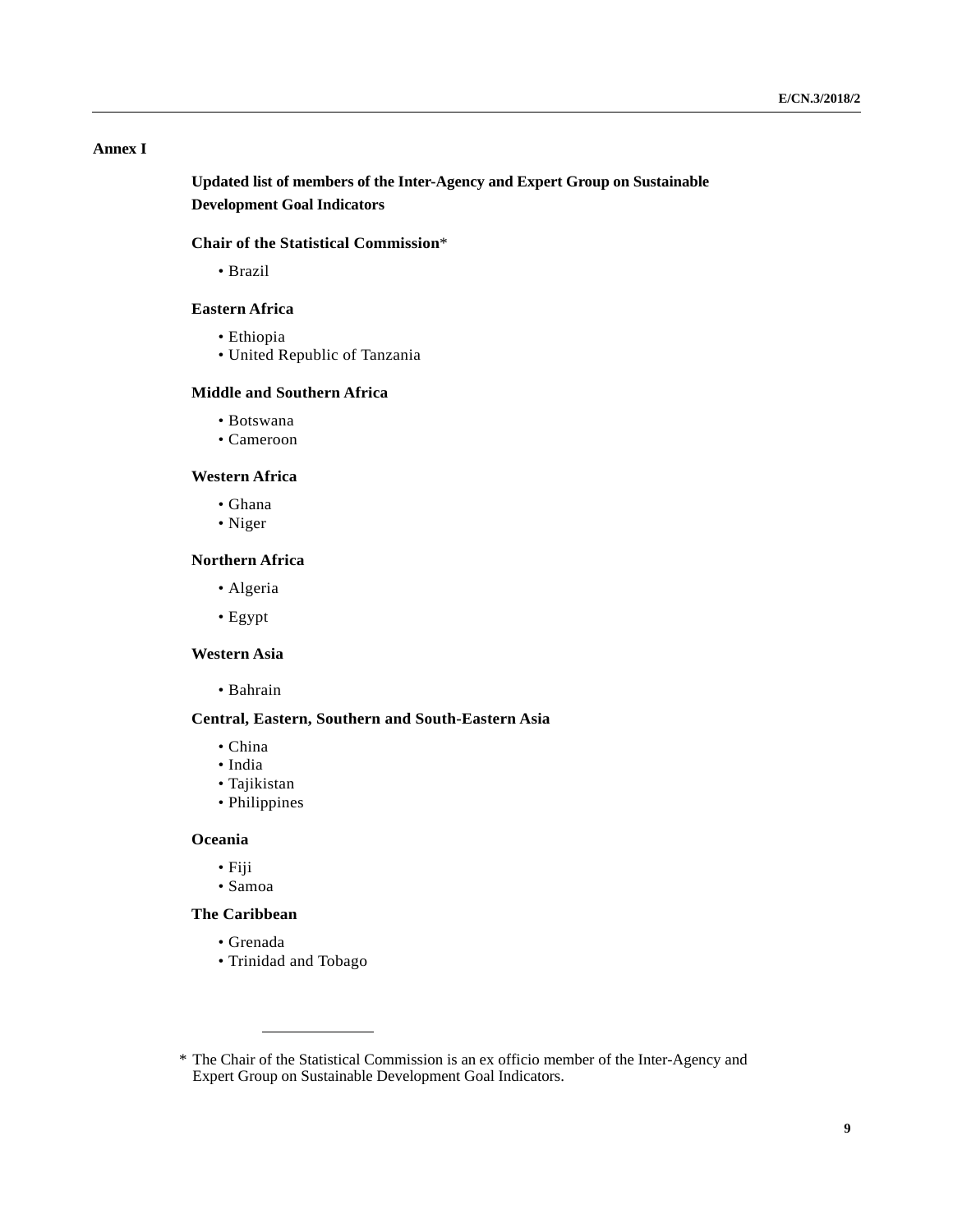# Annex I

## Updated list of members of the Inter-Agency and Expert Group on Sustainable Development Goal Indicators

### Chair of the Statistical Commission*

- Brazil

### Eastern Africa

- Ethiopia
- United Republic of Tanzania

### Middle and Southern Africa

- Botswana
- Cameroon

### Western Africa

- Ghana
- Niger

### Northern Africa

- Algeria
- Egypt

### Western Asia

- Bahrain

### Central, Eastern, Southern and South-Eastern Asia

- China
- India
- Tajikistan
- Philippines

### Oceania

- Fiji
- Samoa

### The Caribbean

- Grenada
- Trinidad and Tobago

---

\* The Chair of the Statistical Commission is an ex officio member of the Inter-Agency and Expert Group on Sustainable Development Goal Indicators.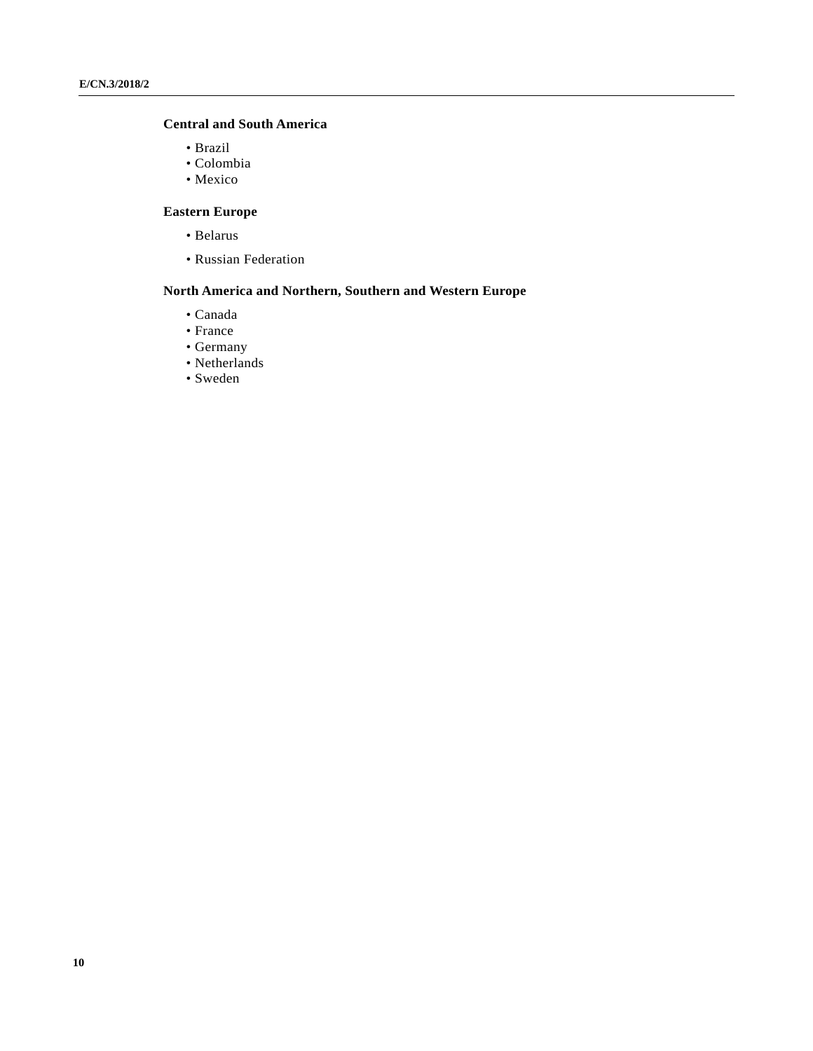**Central and South America**

- Brazil
- Colombia
- Mexico

**Eastern Europe**

- Belarus
- Russian Federation

**North America and Northern, Southern and Western Europe**

- Canada
- France
- Germany
- Netherlands
- Sweden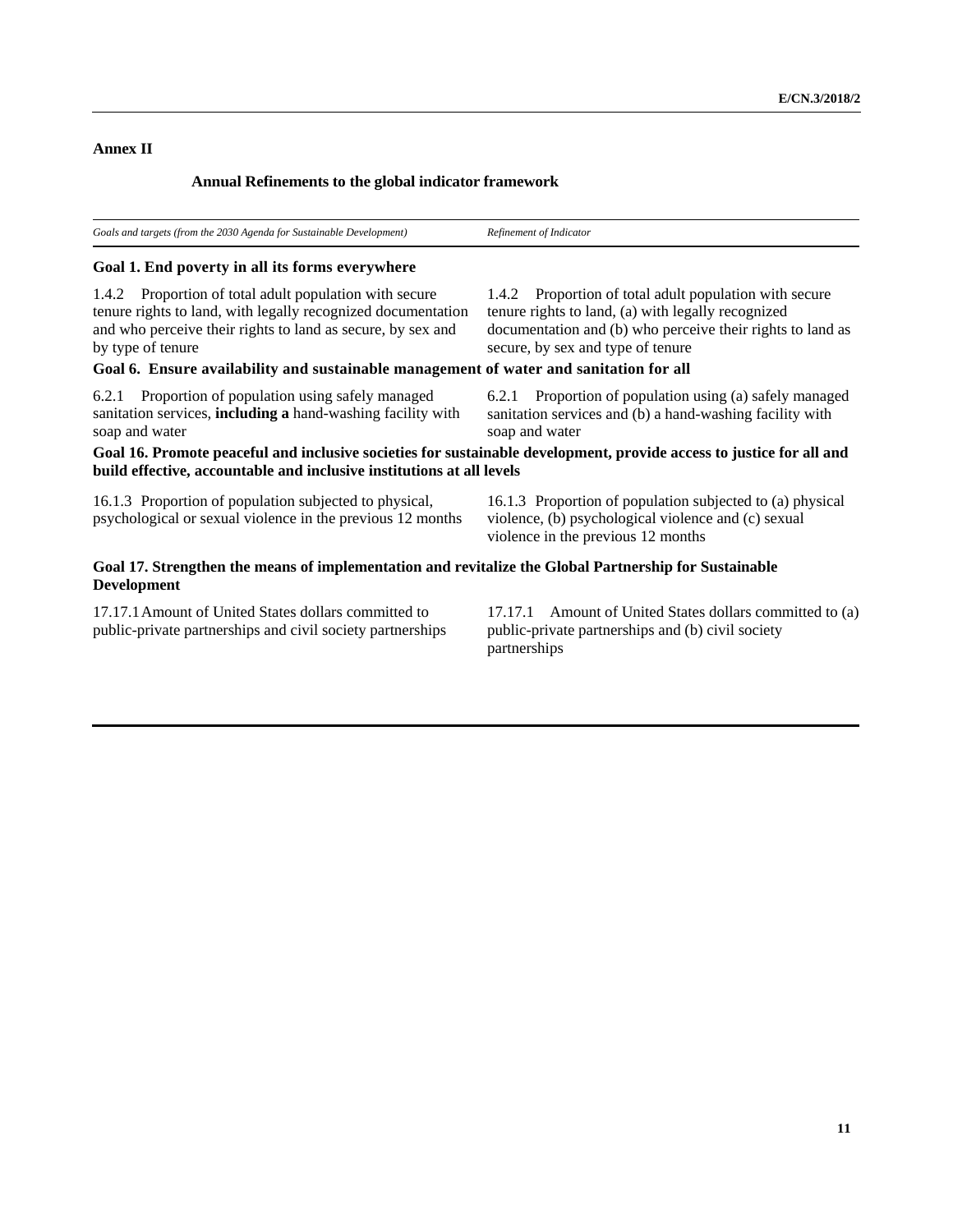**Annex II**

**Annual Refinements to the global indicator framework**

| *Goals and targets (from the 2030 Agenda for Sustainable Development)* | *Refinement of Indicator* |
|---|---|
| **Goal 1. End poverty in all its forms everywhere** | |
| 1.4.2 Proportion of total adult population with secure tenure rights to land, with legally recognized documentation and who perceive their rights to land as secure, by sex and by type of tenure | 1.4.2 Proportion of total adult population with secure tenure rights to land, (a) with legally recognized documentation and (b) who perceive their rights to land as secure, by sex and type of tenure |
| **Goal 6. Ensure availability and sustainable management of water and sanitation for all** | |
| 6.2.1 Proportion of population using safely managed sanitation services, **including a** hand-washing facility with soap and water | 6.2.1 Proportion of population using (a) safely managed sanitation services and (b) a hand-washing facility with soap and water |
| **Goal 16. Promote peaceful and inclusive societies for sustainable development, provide access to justice for all and build effective, accountable and inclusive institutions at all levels** | |
| 16.1.3 Proportion of population subjected to physical, psychological or sexual violence in the previous 12 months | 16.1.3 Proportion of population subjected to (a) physical violence, (b) psychological violence and (c) sexual violence in the previous 12 months |
| **Goal 17. Strengthen the means of implementation and revitalize the Global Partnership for Sustainable Development** | |
| 17.17.1 Amount of United States dollars committed to public-private partnerships and civil society partnerships | 17.17.1 Amount of United States dollars committed to (a) public-private partnerships and (b) civil society partnerships |